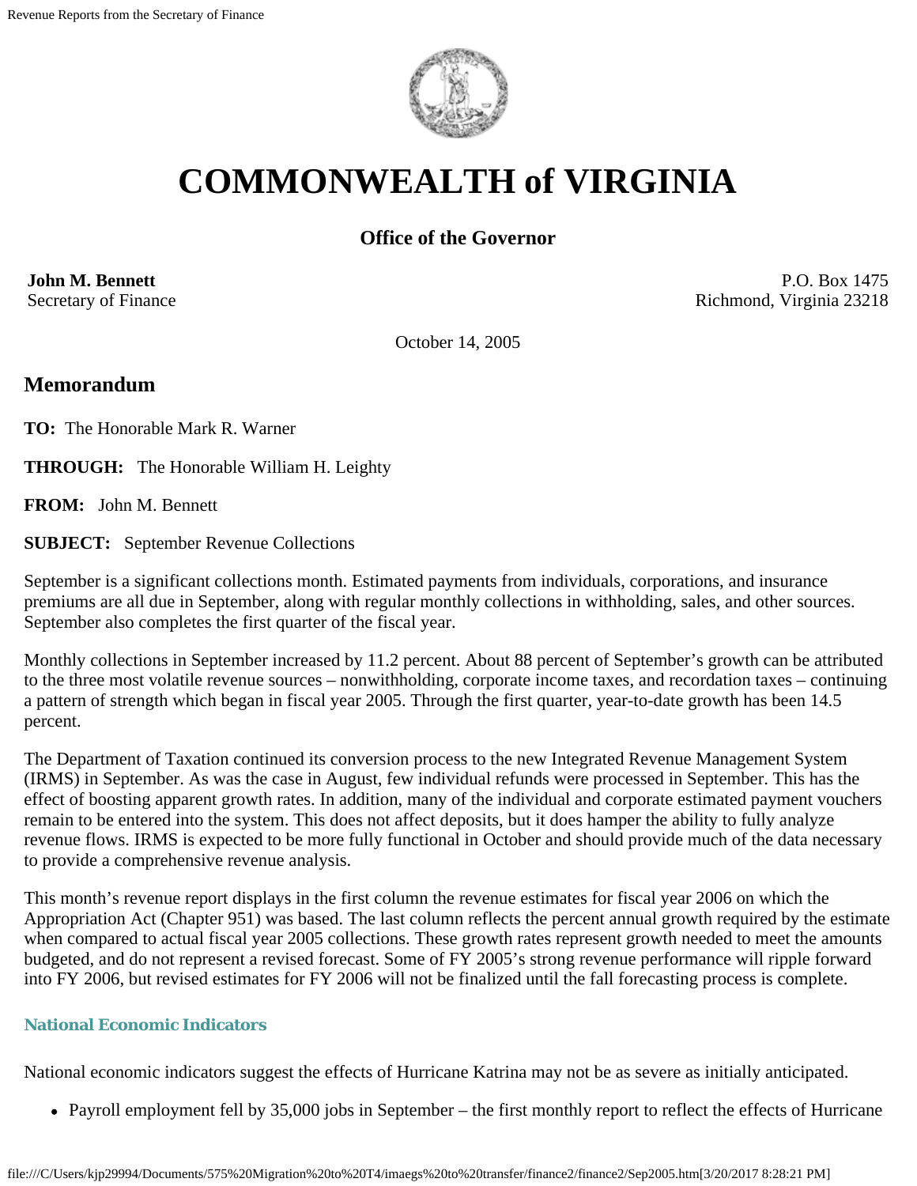# COMMONWEALTH of VIRGINIA

### Office of the Governor

**John M. Bennett**
Secretary of Finance

P.O. Box 1475
Richmond, Virginia 23218

October 14, 2005

## Memorandum

**TO:** The Honorable Mark R. Warner

**THROUGH:** The Honorable William H. Leighty

**FROM:** John M. Bennett

**SUBJECT:** September Revenue Collections

September is a significant collections month. Estimated payments from individuals, corporations, and insurance premiums are all due in September, along with regular monthly collections in withholding, sales, and other sources. September also completes the first quarter of the fiscal year.

Monthly collections in September increased by 11.2 percent. About 88 percent of September's growth can be attributed to the three most volatile revenue sources – nonwithholding, corporate income taxes, and recordation taxes – continuing a pattern of strength which began in fiscal year 2005. Through the first quarter, year-to-date growth has been 14.5 percent.

The Department of Taxation continued its conversion process to the new Integrated Revenue Management System (IRMS) in September. As was the case in August, few individual refunds were processed in September. This has the effect of boosting apparent growth rates. In addition, many of the individual and corporate estimated payment vouchers remain to be entered into the system. This does not affect deposits, but it does hamper the ability to fully analyze revenue flows. IRMS is expected to be more fully functional in October and should provide much of the data necessary to provide a comprehensive revenue analysis.

This month's revenue report displays in the first column the revenue estimates for fiscal year 2006 on which the Appropriation Act (Chapter 951) was based. The last column reflects the percent annual growth required by the estimate when compared to actual fiscal year 2005 collections. These growth rates represent growth needed to meet the amounts budgeted, and do not represent a revised forecast. Some of FY 2005's strong revenue performance will ripple forward into FY 2006, but revised estimates for FY 2006 will not be finalized until the fall forecasting process is complete.

#### National Economic Indicators

National economic indicators suggest the effects of Hurricane Katrina may not be as severe as initially anticipated.

- Payroll employment fell by 35,000 jobs in September – the first monthly report to reflect the effects of Hurricane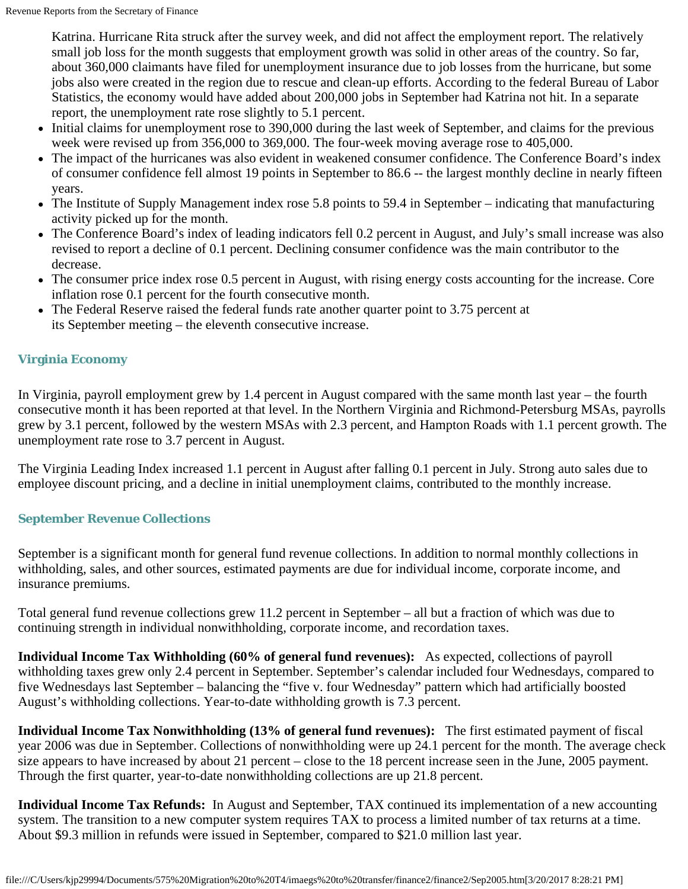Katrina. Hurricane Rita struck after the survey week, and did not affect the employment report. The relatively small job loss for the month suggests that employment growth was solid in other areas of the country. So far, about 360,000 claimants have filed for unemployment insurance due to job losses from the hurricane, but some jobs also were created in the region due to rescue and clean-up efforts. According to the federal Bureau of Labor Statistics, the economy would have added about 200,000 jobs in September had Katrina not hit. In a separate report, the unemployment rate rose slightly to 5.1 percent.

- Initial claims for unemployment rose to 390,000 during the last week of September, and claims for the previous week were revised up from 356,000 to 369,000. The four-week moving average rose to 405,000.
- The impact of the hurricanes was also evident in weakened consumer confidence. The Conference Board's index of consumer confidence fell almost 19 points in September to 86.6 -- the largest monthly decline in nearly fifteen years.
- The Institute of Supply Management index rose 5.8 points to 59.4 in September – indicating that manufacturing activity picked up for the month.
- The Conference Board's index of leading indicators fell 0.2 percent in August, and July's small increase was also revised to report a decline of 0.1 percent. Declining consumer confidence was the main contributor to the decrease.
- The consumer price index rose 0.5 percent in August, with rising energy costs accounting for the increase. Core inflation rose 0.1 percent for the fourth consecutive month.
- The Federal Reserve raised the federal funds rate another quarter point to 3.75 percent at its September meeting – the eleventh consecutive increase.

### Virginia Economy

In Virginia, payroll employment grew by 1.4 percent in August compared with the same month last year – the fourth consecutive month it has been reported at that level. In the Northern Virginia and Richmond-Petersburg MSAs, payrolls grew by 3.1 percent, followed by the western MSAs with 2.3 percent, and Hampton Roads with 1.1 percent growth. The unemployment rate rose to 3.7 percent in August.

The Virginia Leading Index increased 1.1 percent in August after falling 0.1 percent in July. Strong auto sales due to employee discount pricing, and a decline in initial unemployment claims, contributed to the monthly increase.

### September Revenue Collections

September is a significant month for general fund revenue collections. In addition to normal monthly collections in withholding, sales, and other sources, estimated payments are due for individual income, corporate income, and insurance premiums.

Total general fund revenue collections grew 11.2 percent in September – all but a fraction of which was due to continuing strength in individual nonwithholding, corporate income, and recordation taxes.

**Individual Income Tax Withholding (60% of general fund revenues):** As expected, collections of payroll withholding taxes grew only 2.4 percent in September. September's calendar included four Wednesdays, compared to five Wednesdays last September – balancing the "five v. four Wednesday" pattern which had artificially boosted August's withholding collections. Year-to-date withholding growth is 7.3 percent.

**Individual Income Tax Nonwithholding (13% of general fund revenues):** The first estimated payment of fiscal year 2006 was due in September. Collections of nonwithholding were up 24.1 percent for the month. The average check size appears to have increased by about 21 percent – close to the 18 percent increase seen in the June, 2005 payment. Through the first quarter, year-to-date nonwithholding collections are up 21.8 percent.

**Individual Income Tax Refunds:** In August and September, TAX continued its implementation of a new accounting system. The transition to a new computer system requires TAX to process a limited number of tax returns at a time. About $9.3 million in refunds were issued in September, compared to $21.0 million last year.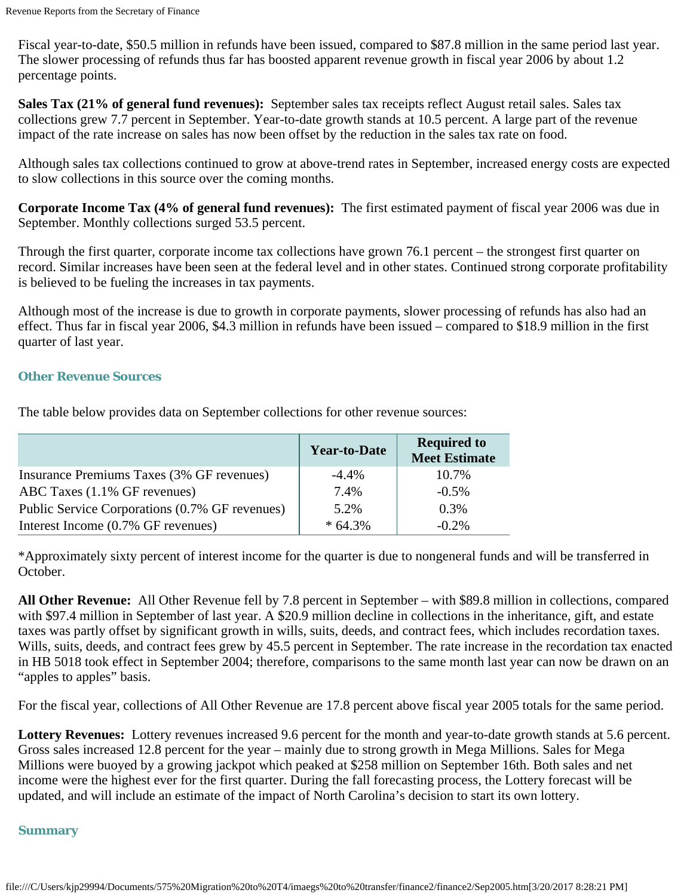Fiscal year-to-date, $50.5 million in refunds have been issued, compared to $87.8 million in the same period last year. The slower processing of refunds thus far has boosted apparent revenue growth in fiscal year 2006 by about 1.2 percentage points.

**Sales Tax (21% of general fund revenues):** September sales tax receipts reflect August retail sales. Sales tax collections grew 7.7 percent in September. Year-to-date growth stands at 10.5 percent. A large part of the revenue impact of the rate increase on sales has now been offset by the reduction in the sales tax rate on food.

Although sales tax collections continued to grow at above-trend rates in September, increased energy costs are expected to slow collections in this source over the coming months.

**Corporate Income Tax (4% of general fund revenues):** The first estimated payment of fiscal year 2006 was due in September. Monthly collections surged 53.5 percent.

Through the first quarter, corporate income tax collections have grown 76.1 percent – the strongest first quarter on record. Similar increases have been seen at the federal level and in other states. Continued strong corporate profitability is believed to be fueling the increases in tax payments.

Although most of the increase is due to growth in corporate payments, slower processing of refunds has also had an effect. Thus far in fiscal year 2006, $4.3 million in refunds have been issued – compared to $18.9 million in the first quarter of last year.

### Other Revenue Sources

The table below provides data on September collections for other revenue sources:

| | Year-to-Date | Required to Meet Estimate |
|---|---|---|
| Insurance Premiums Taxes (3% GF revenues) | -4.4% | 10.7% |
| ABC Taxes (1.1% GF revenues) | 7.4% | -0.5% |
| Public Service Corporations (0.7% GF revenues) | 5.2% | 0.3% |
| Interest Income (0.7% GF revenues) | * 64.3% | -0.2% |

*Approximately sixty percent of interest income for the quarter is due to nongeneral funds and will be transferred in October.

**All Other Revenue:** All Other Revenue fell by 7.8 percent in September – with $89.8 million in collections, compared with $97.4 million in September of last year. A $20.9 million decline in collections in the inheritance, gift, and estate taxes was partly offset by significant growth in wills, suits, deeds, and contract fees, which includes recordation taxes. Wills, suits, deeds, and contract fees grew by 45.5 percent in September. The rate increase in the recordation tax enacted in HB 5018 took effect in September 2004; therefore, comparisons to the same month last year can now be drawn on an "apples to apples" basis.

For the fiscal year, collections of All Other Revenue are 17.8 percent above fiscal year 2005 totals for the same period.

**Lottery Revenues:** Lottery revenues increased 9.6 percent for the month and year-to-date growth stands at 5.6 percent. Gross sales increased 12.8 percent for the year – mainly due to strong growth in Mega Millions. Sales for Mega Millions were buoyed by a growing jackpot which peaked at $258 million on September 16th. Both sales and net income were the highest ever for the first quarter. During the fall forecasting process, the Lottery forecast will be updated, and will include an estimate of the impact of North Carolina's decision to start its own lottery.

### Summary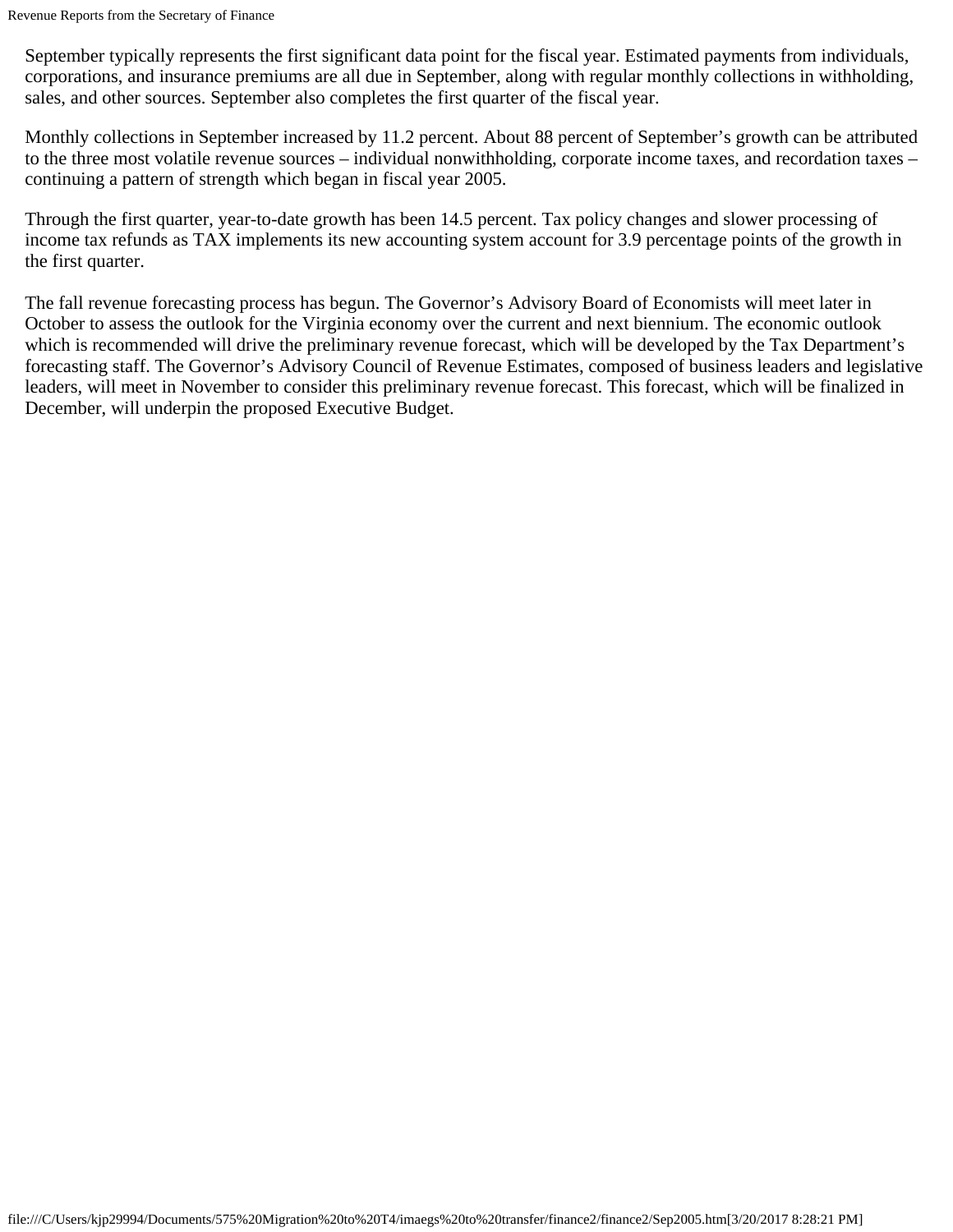September typically represents the first significant data point for the fiscal year. Estimated payments from individuals, corporations, and insurance premiums are all due in September, along with regular monthly collections in withholding, sales, and other sources. September also completes the first quarter of the fiscal year.

Monthly collections in September increased by 11.2 percent. About 88 percent of September's growth can be attributed to the three most volatile revenue sources – individual nonwithholding, corporate income taxes, and recordation taxes – continuing a pattern of strength which began in fiscal year 2005.

Through the first quarter, year-to-date growth has been 14.5 percent. Tax policy changes and slower processing of income tax refunds as TAX implements its new accounting system account for 3.9 percentage points of the growth in the first quarter.

The fall revenue forecasting process has begun. The Governor's Advisory Board of Economists will meet later in October to assess the outlook for the Virginia economy over the current and next biennium. The economic outlook which is recommended will drive the preliminary revenue forecast, which will be developed by the Tax Department's forecasting staff. The Governor's Advisory Council of Revenue Estimates, composed of business leaders and legislative leaders, will meet in November to consider this preliminary revenue forecast. This forecast, which will be finalized in December, will underpin the proposed Executive Budget.